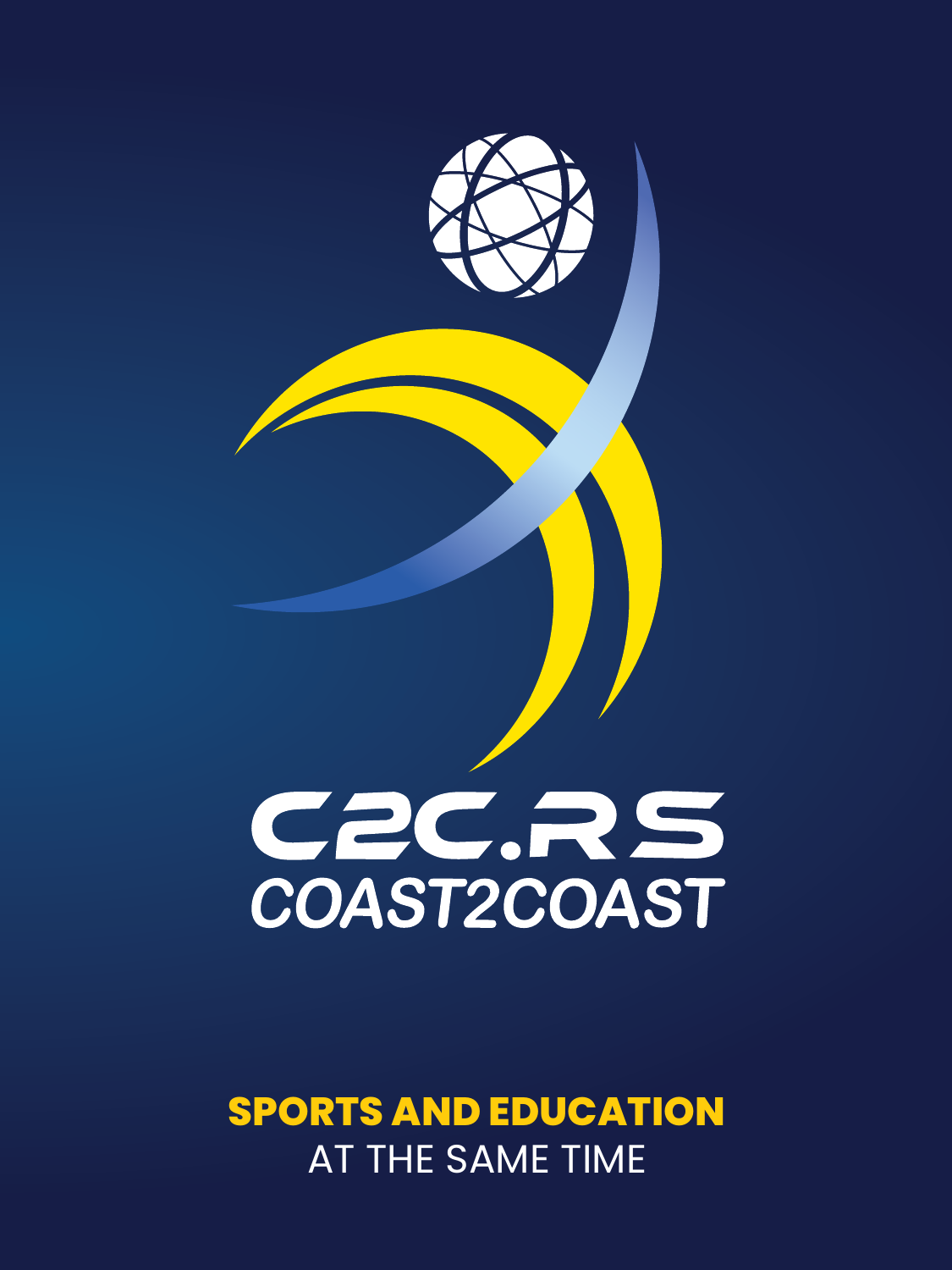# C2C.RS

## COAST2COAST

**SPORTS AND EDUCATION**

AT THE SAME TIME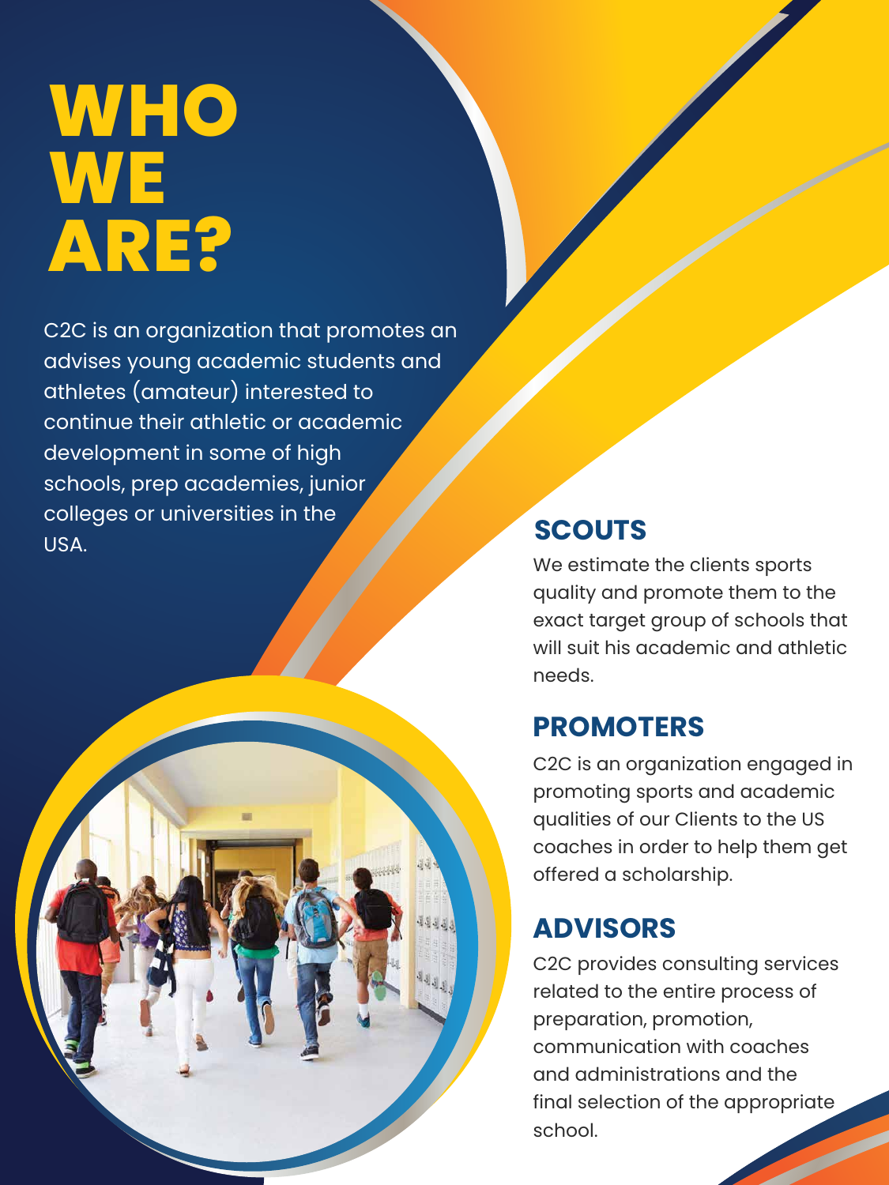# WHO WE ARE?

C2C is an organization that promotes an advises young academic students and athletes (amateur) interested to continue their athletic or academic development in some of high schools, prep academies, junior colleges or universities in the USA.

## SCOUTS

We estimate the clients sports quality and promote them to the exact target group of schools that will suit his academic and athletic needs.

## PROMOTERS

C2C is an organization engaged in promoting sports and academic qualities of our Clients to the US coaches in order to help them get offered a scholarship.

## ADVISORS

C2C provides consulting services related to the entire process of preparation, promotion, communication with coaches and administrations and the final selection of the appropriate school.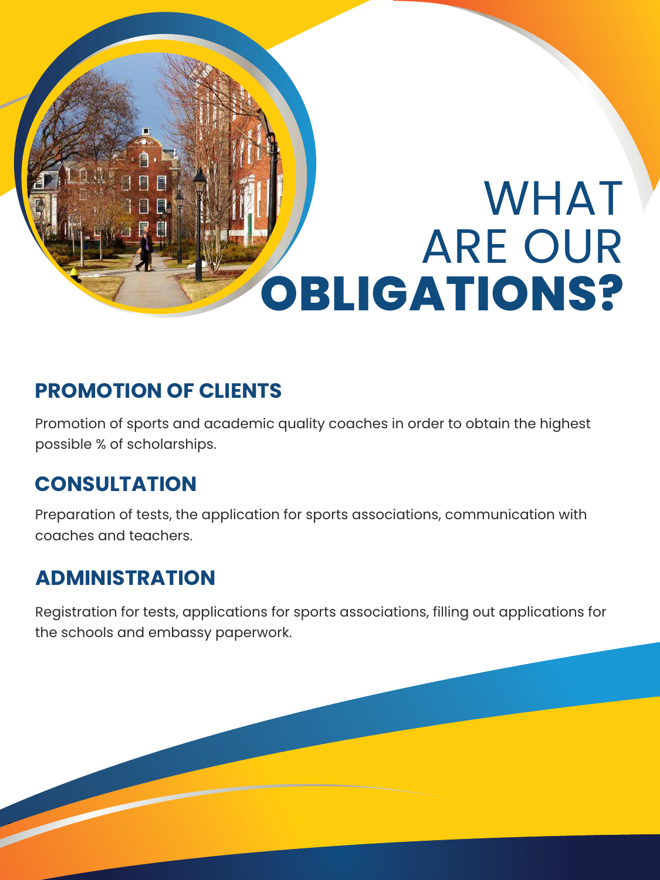# WHAT ARE OUR **OBLIGATIONS?**

## PROMOTION OF CLIENTS

Promotion of sports and academic quality coaches in order to obtain the highest possible % of scholarships.

## CONSULTATION

Preparation of tests, the application for sports associations, communication with coaches and teachers.

## ADMINISTRATION

Registration for tests, applications for sports associations, filling out applications for the schools and embassy paperwork.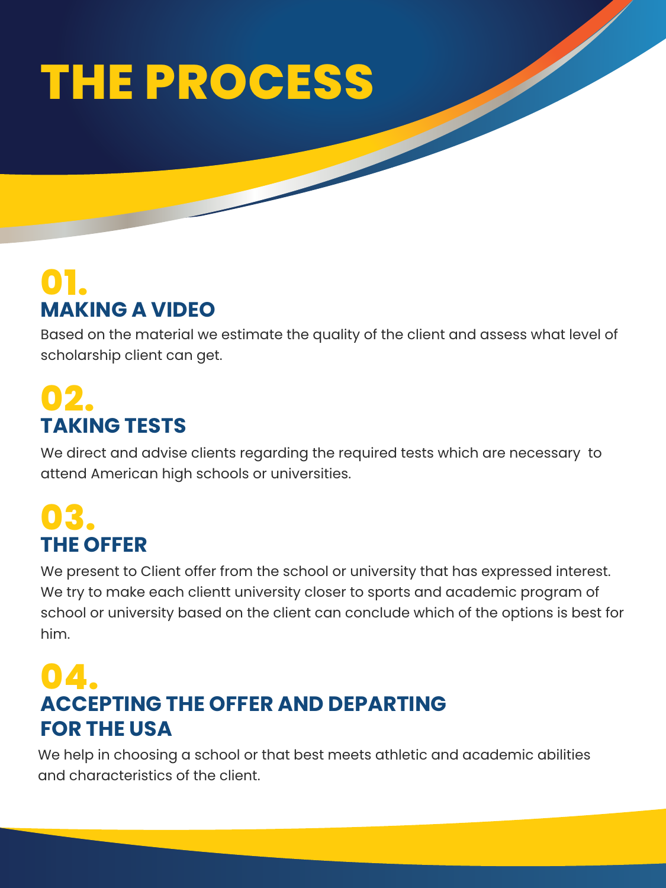# THE PROCESS

## 01.
## MAKING A VIDEO

Based on the material we estimate the quality of the client and assess what level of scholarship client can get.

## 02.
## TAKING TESTS

We direct and advise clients regarding the required tests which are necessary to attend American high schools or universities.

## 03.
## THE OFFER

We present to Client offer from the school or university that has expressed interest. We try to make each clientt university closer to sports and academic program of school or university based on the client can conclude which of the options is best for him.

## 04.
## ACCEPTING THE OFFER AND DEPARTING FOR THE USA

We help in choosing a school or that best meets athletic and academic abilities and characteristics of the client.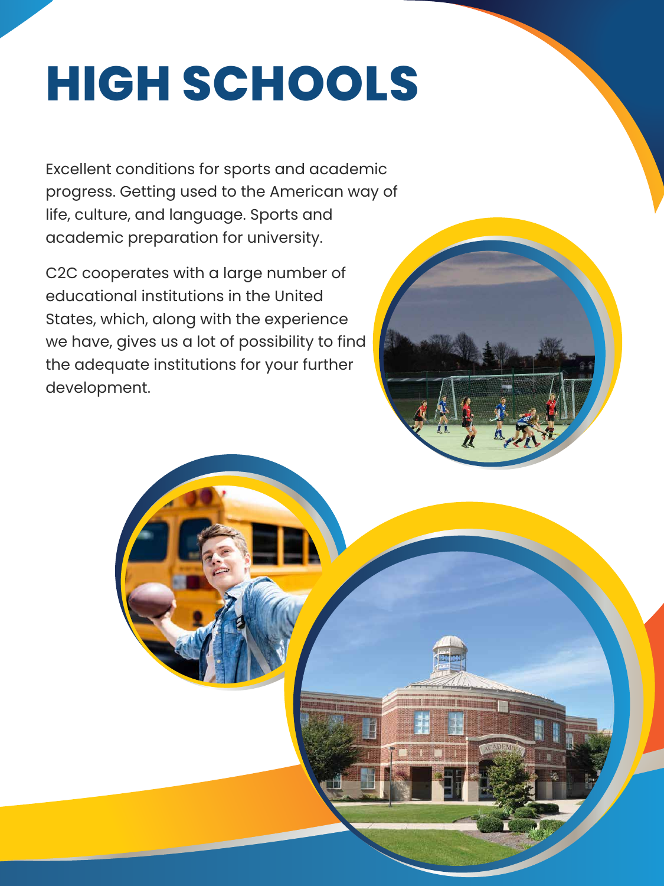# HIGH SCHOOLS

Excellent conditions for sports and academic progress. Getting used to the American way of life, culture, and language. Sports and academic preparation for university.

C2C cooperates with a large number of educational institutions in the United States, which, along with the experience we have, gives us a lot of possibility to find the adequate institutions for your further development.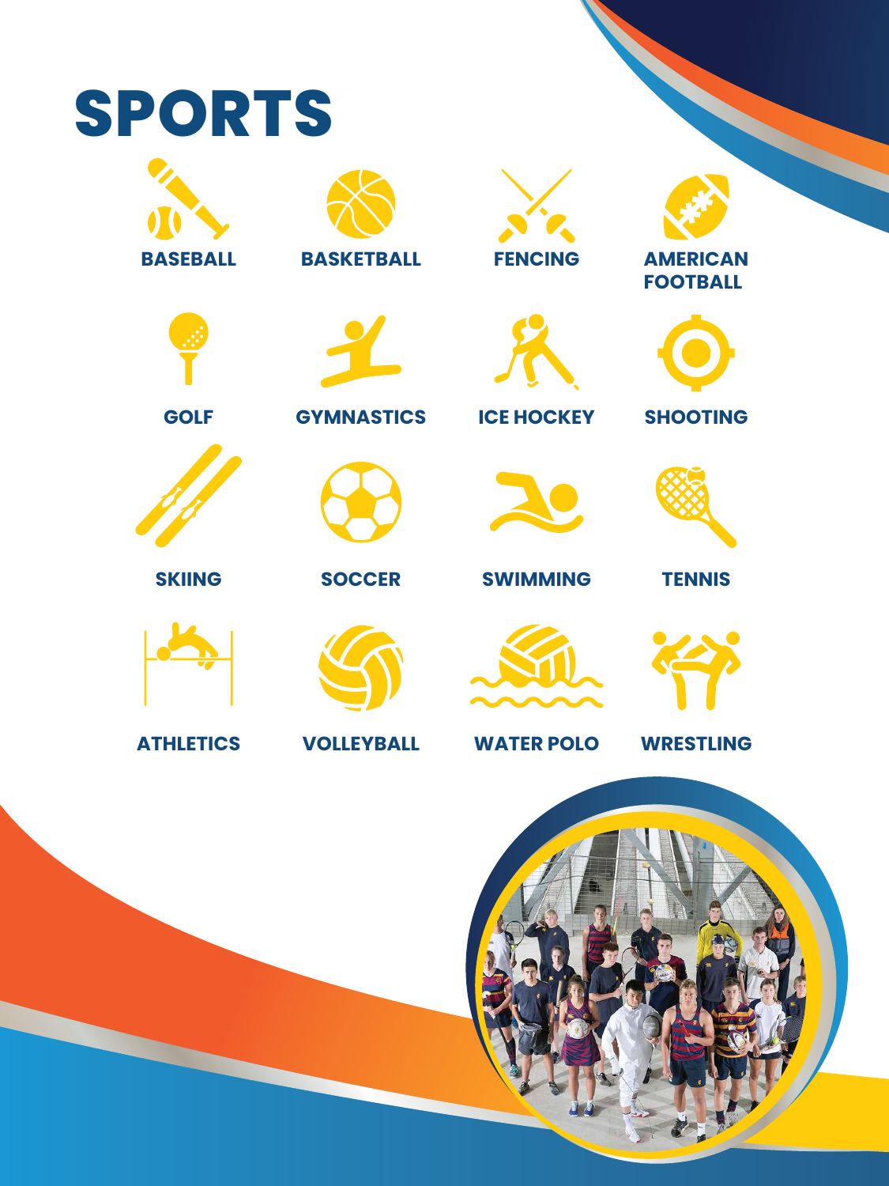# SPORTS

- BASEBALL
- BASKETBALL
- FENCING
- AMERICAN FOOTBALL
- GOLF
- GYMNASTICS
- ICE HOCKEY
- SHOOTING
- SKIING
- SOCCER
- SWIMMING
- TENNIS
- ATHLETICS
- VOLLEYBALL
- WATER POLO
- WRESTLING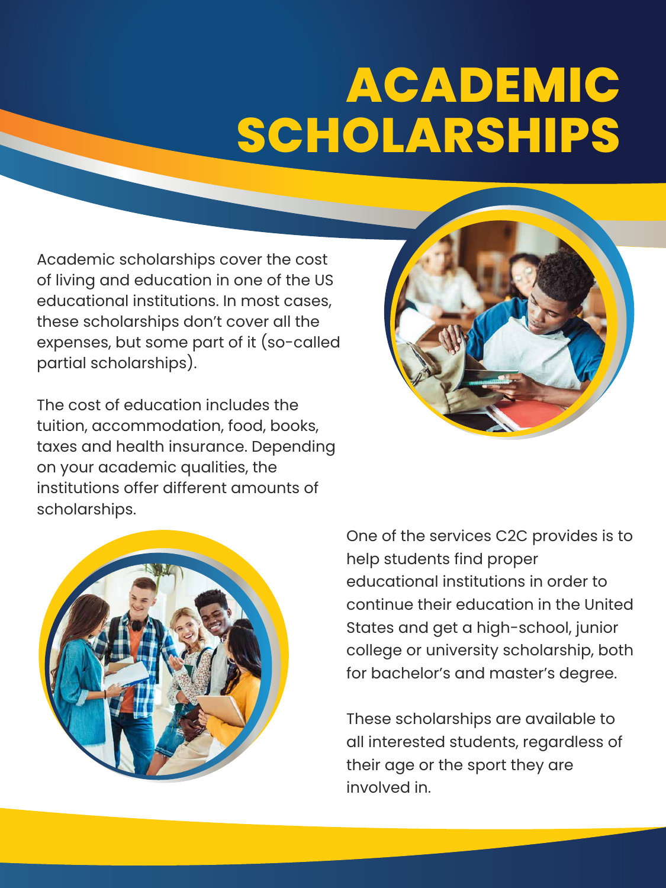# ACADEMIC SCHOLARSHIPS

Academic scholarships cover the cost of living and education in one of the US educational institutions. In most cases, these scholarships don't cover all the expenses, but some part of it (so-called partial scholarships).

The cost of education includes the tuition, accommodation, food, books, taxes and health insurance. Depending on your academic qualities, the institutions offer different amounts of scholarships.

One of the services C2C provides is to help students find proper educational institutions in order to continue their education in the United States and get a high-school, junior college or university scholarship, both for bachelor's and master's degree.

These scholarships are available to all interested students, regardless of their age or the sport they are involved in.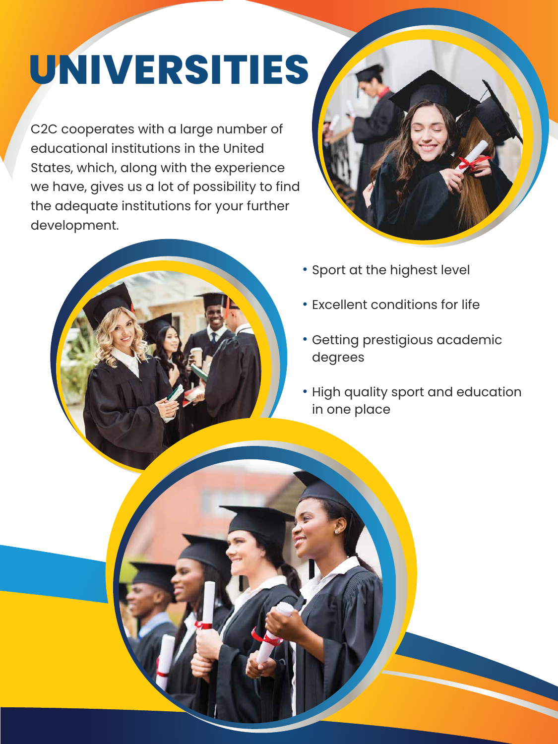# UNIVERSITIES

C2C cooperates with a large number of educational institutions in the United States, which, along with the experience we have, gives us a lot of possibility to find the adequate institutions for your further development.

- Sport at the highest level
- Excellent conditions for life
- Getting prestigious academic degrees
- High quality sport and education in one place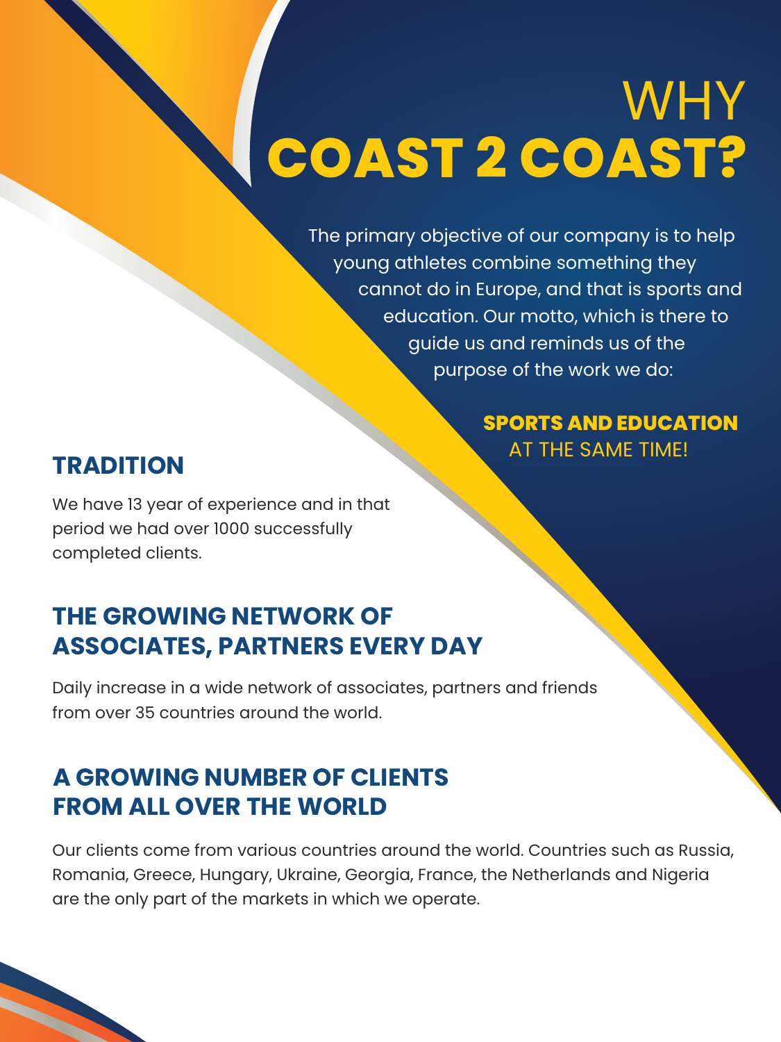# WHY COAST 2 COAST?

The primary objective of our company is to help young athletes combine something they cannot do in Europe, and that is sports and education. Our motto, which is there to guide us and reminds us of the purpose of the work we do:

**SPORTS AND EDUCATION** AT THE SAME TIME!

## TRADITION

We have 13 year of experience and in that period we had over 1000 successfully completed clients.

## THE GROWING NETWORK OF ASSOCIATES, PARTNERS EVERY DAY

Daily increase in a wide network of associates, partners and friends from over 35 countries around the world.

## A GROWING NUMBER OF CLIENTS FROM ALL OVER THE WORLD

Our clients come from various countries around the world. Countries such as Russia, Romania, Greece, Hungary, Ukraine, Georgia, France, the Netherlands and Nigeria are the only part of the markets in which we operate.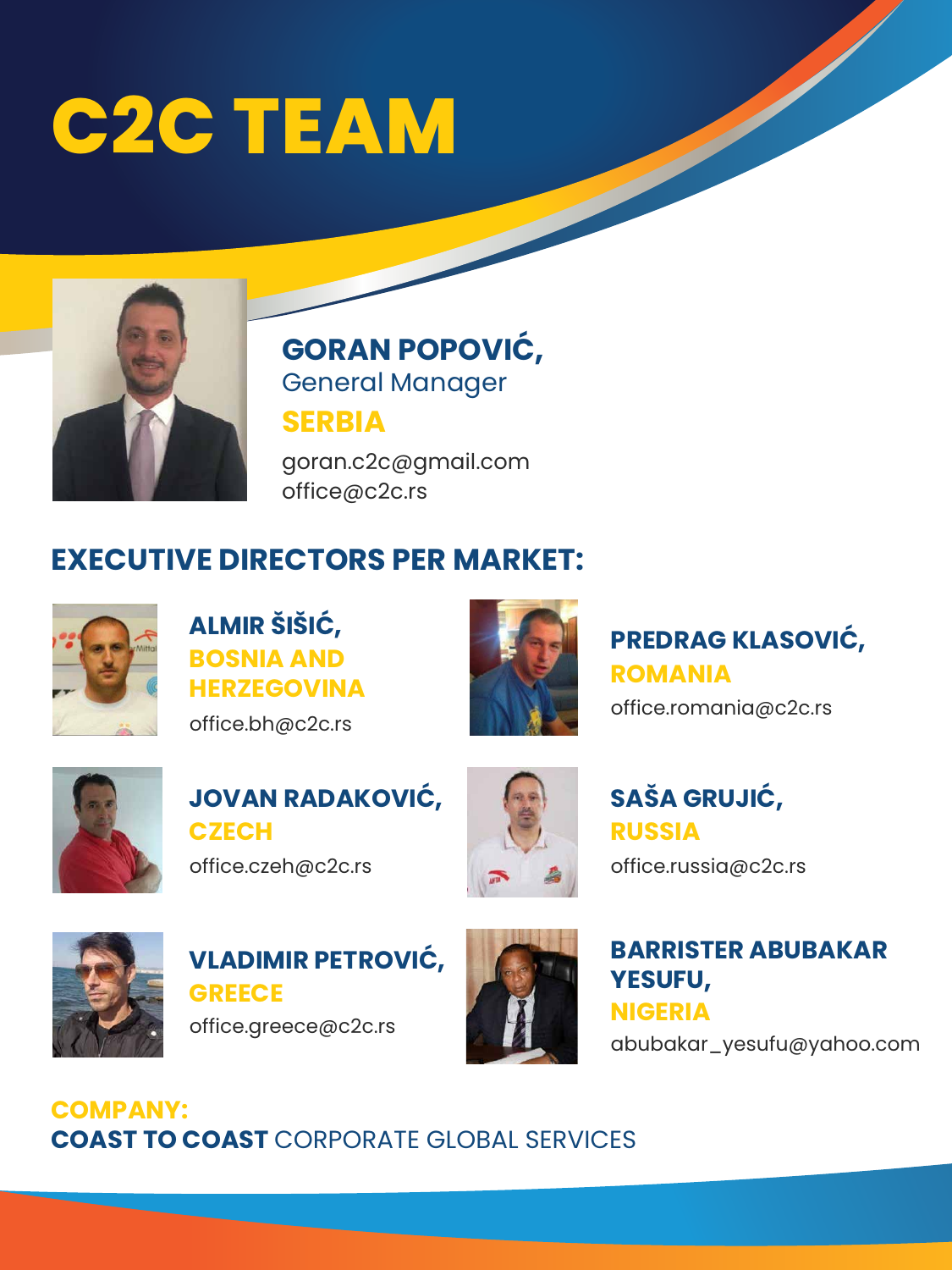# C2C TEAM

**GORAN POPOVIĆ,**
General Manager
**SERBIA**
goran.c2c@gmail.com
office@c2c.rs

## EXECUTIVE DIRECTORS PER MARKET:

**ALMIR ŠIŠIĆ,**
**BOSNIA AND HERZEGOVINA**
office.bh@c2c.rs

**PREDRAG KLASOVIĆ,**
**ROMANIA**
office.romania@c2c.rs

**JOVAN RADAKOVIĆ,**
**CZECH**
office.czeh@c2c.rs

**SAŠA GRUJIĆ,**
**RUSSIA**
office.russia@c2c.rs

**VLADIMIR PETROVIĆ,**
**GREECE**
office.greece@c2c.rs

**BARRISTER ABUBAKAR YESUFU,**
**NIGERIA**
abubakar_yesufu@yahoo.com

**COMPANY:**
**COAST TO COAST** CORPORATE GLOBAL SERVICES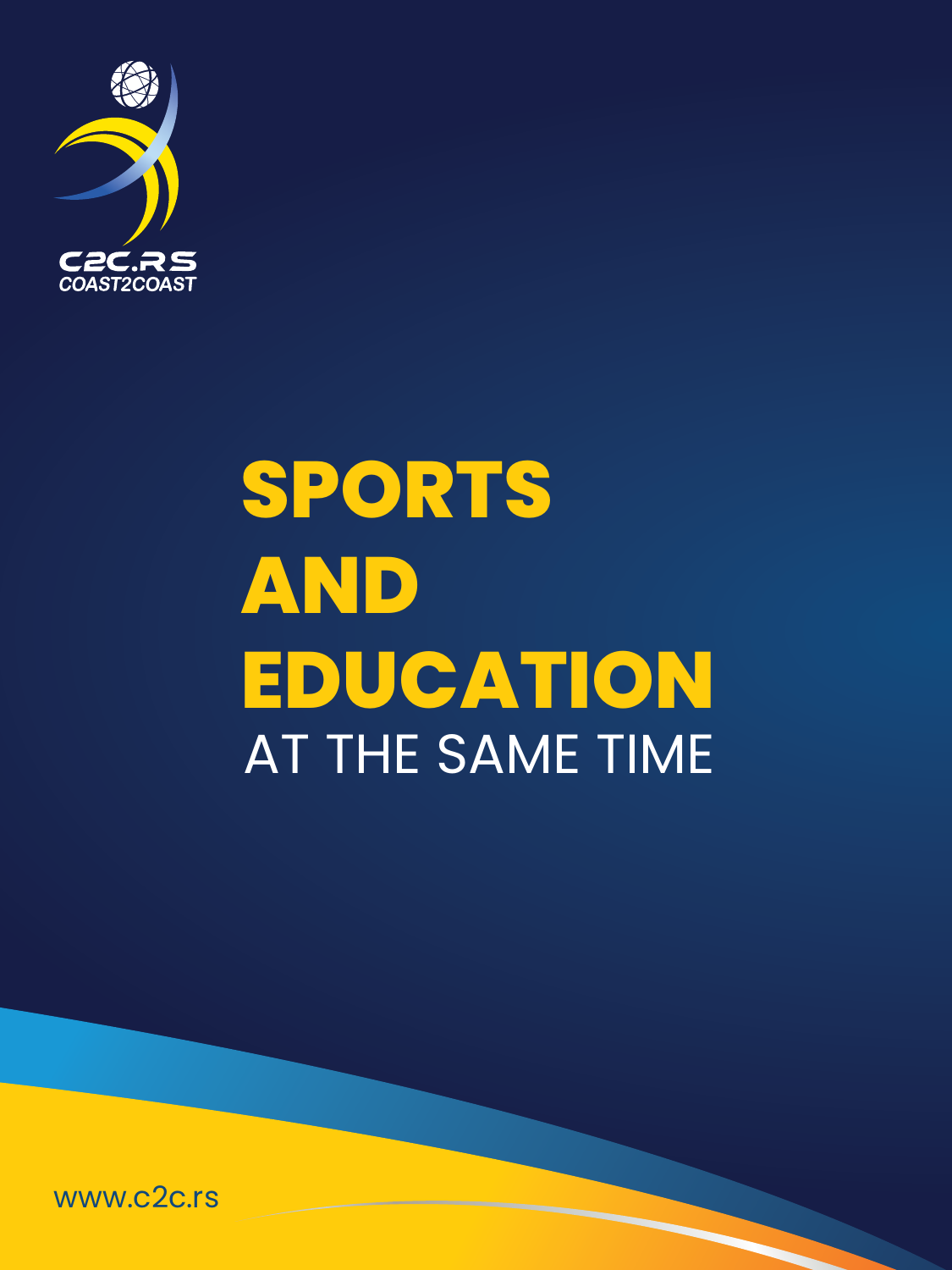C2C.RS
COAST2COAST

# SPORTS AND EDUCATION

AT THE SAME TIME

www.c2c.rs